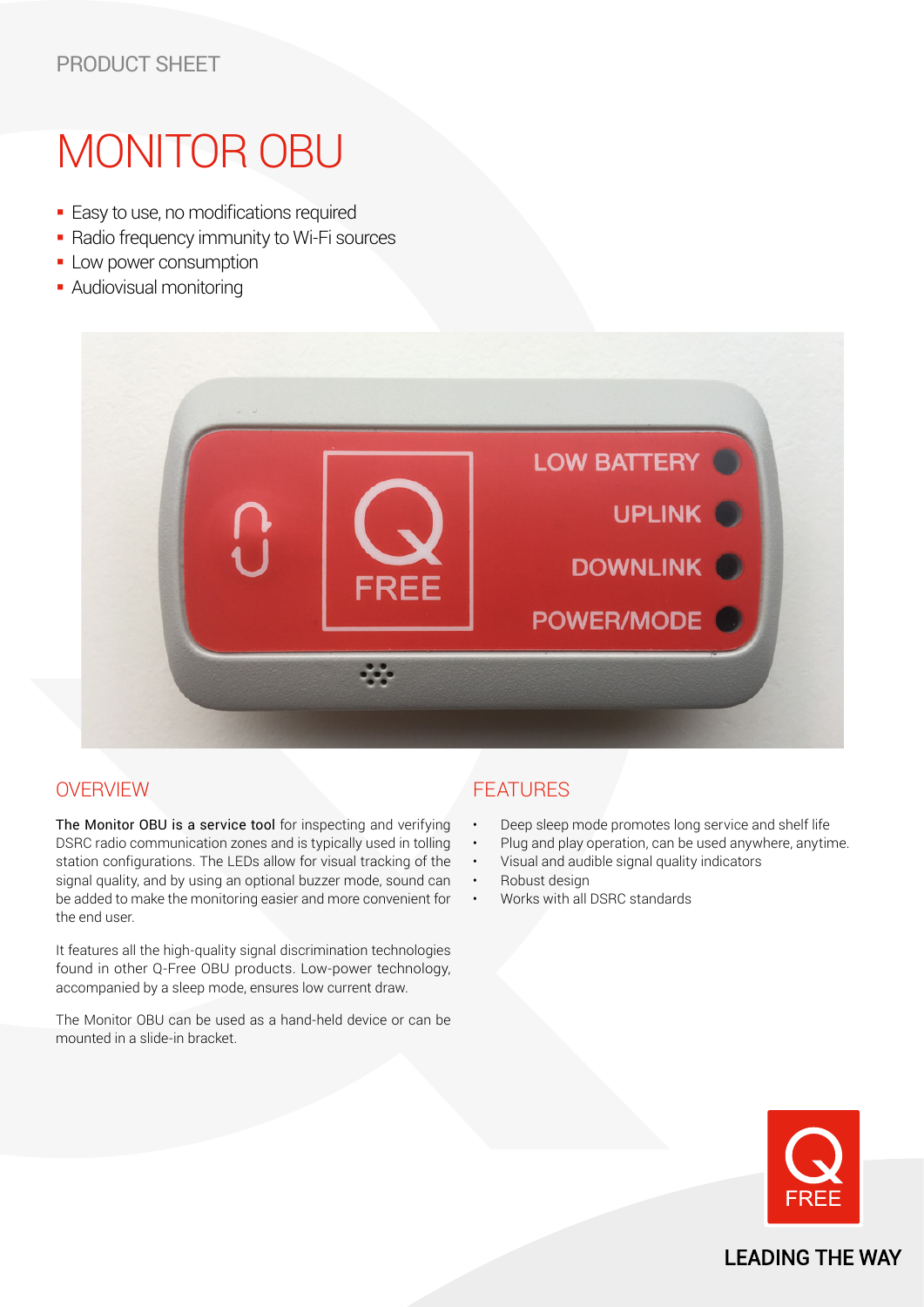PRODUCT SHEET

# MONITOR OBU

- Easy to use, no modifications required
- Radio frequency immunity to Wi-Fi sources
- Low power consumption
- Audiovisual monitoring

## OVERVIEW

**The Monitor OBU is a service tool** for inspecting and verifying DSRC radio communication zones and is typically used in tolling station configurations. The LEDs allow for visual tracking of the signal quality, and by using an optional buzzer mode, sound can be added to make the monitoring easier and more convenient for the end user.

It features all the high-quality signal discrimination technologies found in other Q-Free OBU products. Low-power technology, accompanied by a sleep mode, ensures low current draw.

The Monitor OBU can be used as a hand-held device or can be mounted in a slide-in bracket.

## FEATURES

- Deep sleep mode promotes long service and shelf life
- Plug and play operation, can be used anywhere, anytime.
- Visual and audible signal quality indicators
- Robust design
- Works with all DSRC standards

LEADING THE WAY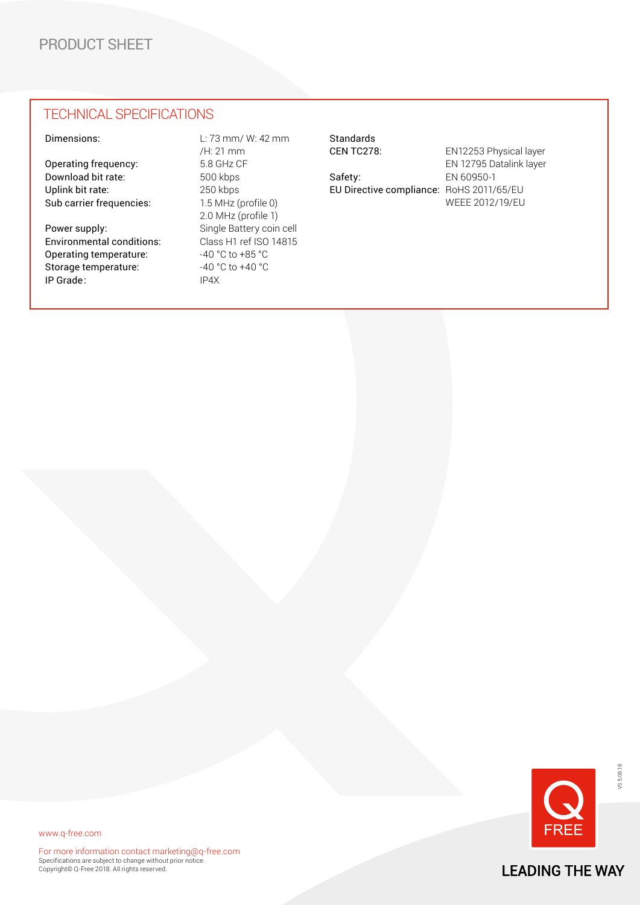# TECHNICAL SPECIFICATIONS

| | |
|---|---|
| Dimensions: | L: 73 mm/ W: 42 mm /H: 21 mm |
| Operating frequency: | 5.8 GHz CF |
| Download bit rate: | 500 kbps |
| Uplink bit rate: | 250 kbps |
| Sub carrier frequencies: | 1.5 MHz (profile 0)<br>2.0 MHz (profile 1) |
| Power supply: | Single Battery coin cell |
| Environmental conditions: | Class H1 ref ISO 14815 |
| Operating temperature: | -40 °C to +85 °C |
| Storage temperature: | -40 °C to +40 °C |
| IP Grade: | IP4X |

| | |
|---|---|
| **Standards** | |
| CEN TC278: | EN12253 Physical layer<br>EN 12795 Datalink layer |
| Safety: | EN 60950-1 |
| EU Directive compliance: | RoHS 2011/65/EU<br>WEEE 2012/19/EU |

www.q-free.com

For more information contact marketing@q-free.com
Specifications are subject to change without prior notice.
Copyright© Q-Free 2018. All rights reserved.

LEADING THE WAY

VS 5.08.18